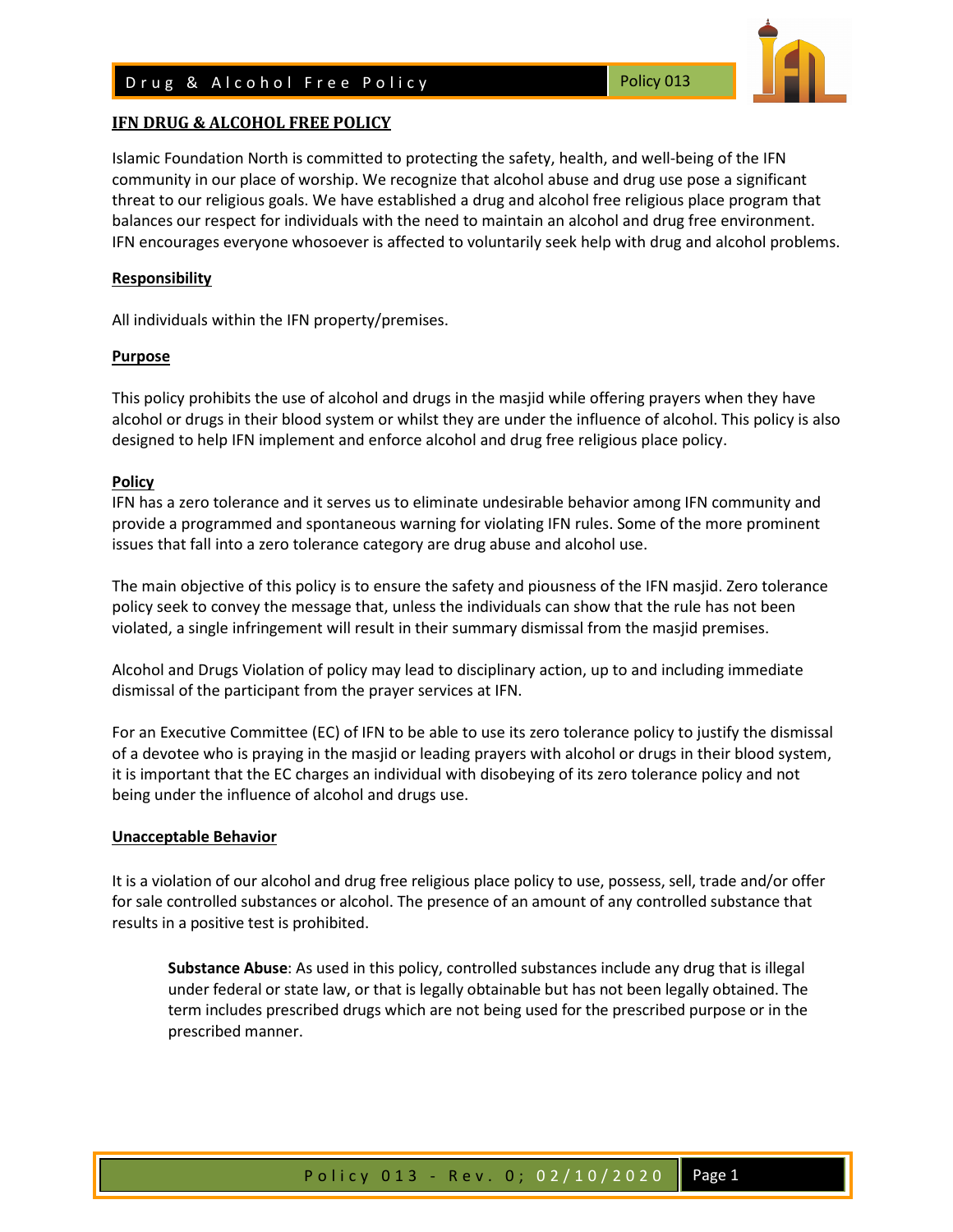# IFN DRUG & ALCOHOL FREE POLICY

Islamic Foundation North is committed to protecting the safety, health, and well-being of the IFN community in our place of worship. We recognize that alcohol abuse and drug use pose a significant threat to our religious goals. We have established a drug and alcohol free religious place program that balances our respect for individuals with the need to maintain an alcohol and drug free environment. IFN encourages everyone whosoever is affected to voluntarily seek help with drug and alcohol problems.

## Responsibility

All individuals within the IFN property/premises.

## Purpose

This policy prohibits the use of alcohol and drugs in the masjid while offering prayers when they have alcohol or drugs in their blood system or whilst they are under the influence of alcohol. This policy is also designed to help IFN implement and enforce alcohol and drug free religious place policy.

## Policy

IFN has a zero tolerance and it serves us to eliminate undesirable behavior among IFN community and provide a programmed and spontaneous warning for violating IFN rules. Some of the more prominent issues that fall into a zero tolerance category are drug abuse and alcohol use.

The main objective of this policy is to ensure the safety and piousness of the IFN masjid. Zero tolerance policy seek to convey the message that, unless the individuals can show that the rule has not been violated, a single infringement will result in their summary dismissal from the masjid premises.

Alcohol and Drugs Violation of policy may lead to disciplinary action, up to and including immediate dismissal of the participant from the prayer services at IFN.

For an Executive Committee (EC) of IFN to be able to use its zero tolerance policy to justify the dismissal of a devotee who is praying in the masjid or leading prayers with alcohol or drugs in their blood system, it is important that the EC charges an individual with disobeying of its zero tolerance policy and not being under the influence of alcohol and drugs use.

## Unacceptable Behavior

It is a violation of our alcohol and drug free religious place policy to use, possess, sell, trade and/or offer for sale controlled substances or alcohol. The presence of an amount of any controlled substance that results in a positive test is prohibited.

> **Substance Abuse**: As used in this policy, controlled substances include any drug that is illegal under federal or state law, or that is legally obtainable but has not been legally obtained. The term includes prescribed drugs which are not being used for the prescribed purpose or in the prescribed manner.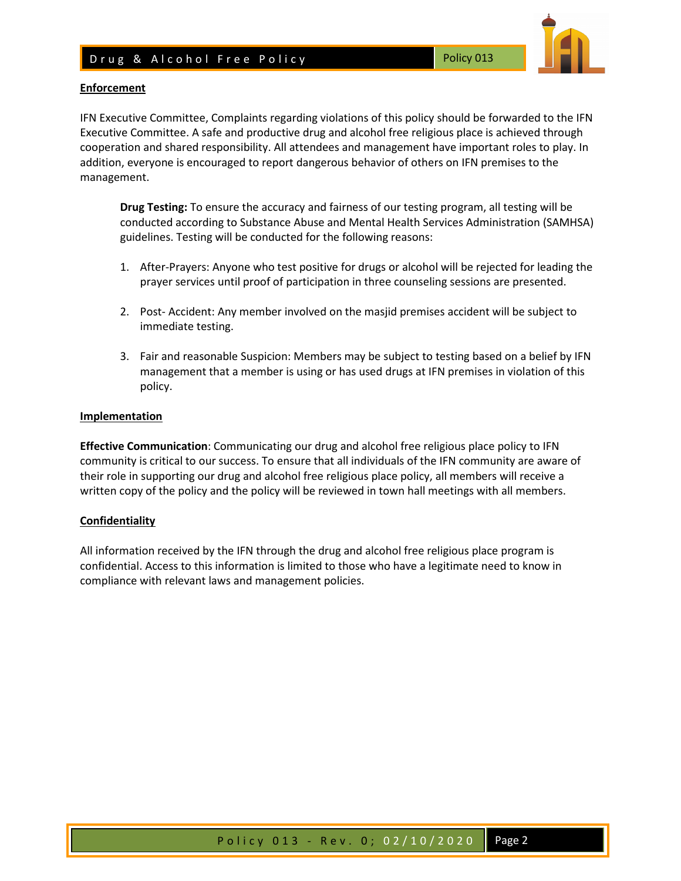**Enforcement**

IFN Executive Committee, Complaints regarding violations of this policy should be forwarded to the IFN Executive Committee. A safe and productive drug and alcohol free religious place is achieved through cooperation and shared responsibility. All attendees and management have important roles to play. In addition, everyone is encouraged to report dangerous behavior of others on IFN premises to the management.

**Drug Testing:** To ensure the accuracy and fairness of our testing program, all testing will be conducted according to Substance Abuse and Mental Health Services Administration (SAMHSA) guidelines. Testing will be conducted for the following reasons:

1. After-Prayers: Anyone who test positive for drugs or alcohol will be rejected for leading the prayer services until proof of participation in three counseling sessions are presented.

2. Post- Accident: Any member involved on the masjid premises accident will be subject to immediate testing.

3. Fair and reasonable Suspicion: Members may be subject to testing based on a belief by IFN management that a member is using or has used drugs at IFN premises in violation of this policy.

**Implementation**

**Effective Communication**: Communicating our drug and alcohol free religious place policy to IFN community is critical to our success. To ensure that all individuals of the IFN community are aware of their role in supporting our drug and alcohol free religious place policy, all members will receive a written copy of the policy and the policy will be reviewed in town hall meetings with all members.

**Confidentiality**

All information received by the IFN through the drug and alcohol free religious place program is confidential. Access to this information is limited to those who have a legitimate need to know in compliance with relevant laws and management policies.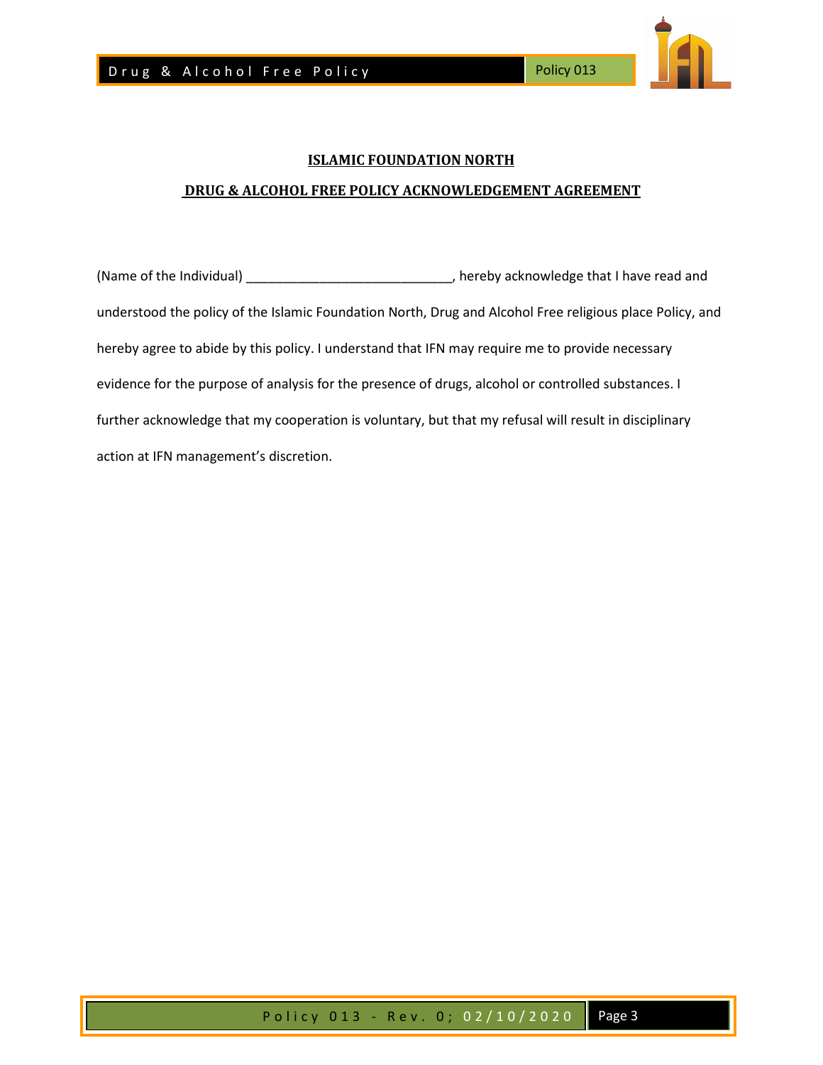**ISLAMIC FOUNDATION NORTH**

**DRUG & ALCOHOL FREE POLICY ACKNOWLEDGEMENT AGREEMENT**

(Name of the Individual) ____________________________, hereby acknowledge that I have read and understood the policy of the Islamic Foundation North, Drug and Alcohol Free religious place Policy, and hereby agree to abide by this policy. I understand that IFN may require me to provide necessary evidence for the purpose of analysis for the presence of drugs, alcohol or controlled substances. I further acknowledge that my cooperation is voluntary, but that my refusal will result in disciplinary action at IFN management's discretion.